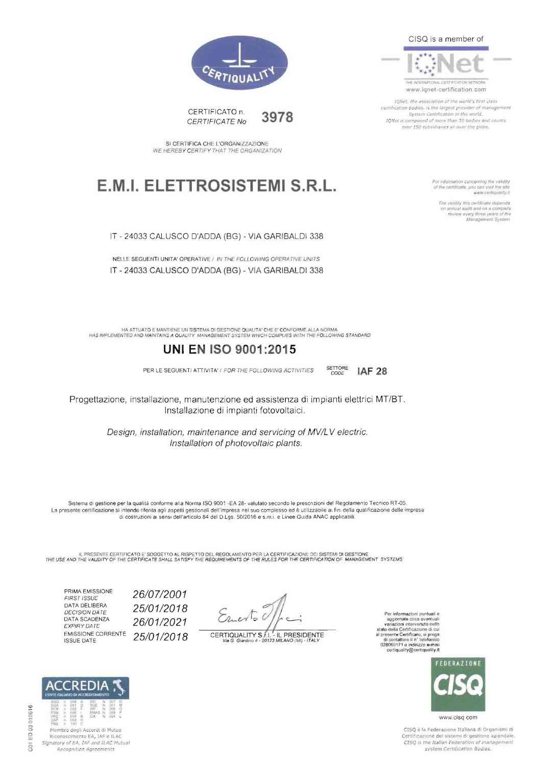CERTIQUALITY

CISQ is a member of

IQNet

THE INTERNATIONAL CERTIFICATION NETWORK

www.iqnet-certification.com

*IQNet, the association of the world's first class certification bodies, is the largest provider of management System Certification in the world. IQNet is composed of more than 30 bodies and counts over 150 subsidiaries all over the globe.*

CERTIFICATO n.
*CERTIFICATE No* **3978**

SI CERTIFICA CHE L'ORGANIZZAZIONE
*WE HEREBY CERTIFY THAT THE ORGANIZATION*

# E.M.I. ELETTROSISTEMI S.R.L.

*For information concerning the validity of the certificate, you can visit the site www.certiquality.it*

*The validity this certificate depends on annual audit and on a complete review every three years of the Management System.*

IT - 24033 CALUSCO D'ADDA (BG) - VIA GARIBALDI 338

NELLE SEGUENTI UNITA' OPERATIVE / *IN THE FOLLOWING OPERATIVE UNITS*

IT - 24033 CALUSCO D'ADDA (BG) - VIA GARIBALDI 338

HA ATTUATO E MANTIENE UN SISTEMA DI GESTIONE QUALITA' CHE E' CONFORME ALLA NORMA
*HAS IMPLEMENTED AND MAINTAINS A QUALITY MANAGEMENT SYSTEM WHICH COMPLIES WITH THE FOLLOWING STANDARD*

## UNI EN ISO 9001:2015

PER LE SEGUENTI ATTIVITA' / *FOR THE FOLLOWING ACTIVITIES* SETTORE *CODE* **IAF 28**

Progettazione, installazione, manutenzione ed assistenza di impianti elettrici MT/BT.
Installazione di impianti fotovoltaici.

*Design, installation, maintenance and servicing of MV/LV electric.*
*Installation of photovoltaic plants.*

Sistema di gestione per la qualità conforme alla Norma ISO 9001 -EA 28- valutato secondo le prescrizioni del Regolamento Tecnico RT-05.
La presente certificazione si intende riferita agli aspetti gestionali dell'impresa nel suo complesso ed è utilizzabile ai fini della qualificazione delle imprese di costruzioni ai sensi dell'articolo 84 del D.Lgs. 50/2016 e s.m.i. e Linee Guida ANAC applicabili.

IL PRESENTE CERTIFICATO E' SOGGETTO AL RISPETTO DEL REGOLAMENTO PER LA CERTIFICAZIONE DEI SISTEMI DI GESTIONE
*THE USE AND THE VALIDITY OF THE CERTIFICATE SHALL SATISFY THE REQUIREMENTS OF THE RULES FOR THE CERTIFICATION OF MANAGEMENT SYSTEMS*

| | |
|---|---|
| PRIMA EMISSIONE *FIRST ISSUE* | *26/07/2001* |
| DATA DELIBERA *DECISION DATE* | *25/01/2018* |
| DATA SCADENZA *EXPIRY DATE* | *26/01/2021* |
| EMISSIONE CORRENTE *ISSUE DATE* | *25/01/2018* |

CERTIQUALITY S.r.l. - IL PRESIDENTE
Via G. Giardino 4 - 20123 MILANO (MI) - ITALY

Per informazioni puntuali e aggiornate circa eventuali variazioni intervenute nello stato della Certificazione di cui al presente Certificato, si prega di contattare il n° telefonico 028069171 o indirizzo e-mail certiquality@certiquality.it

ACCREDIA
L'ENTE ITALIANO DI ACCREDITAMENTO

| | | | | | | |
|---|---|---|---|---|---|---|
| SGQ | N° 008 A | | SSI | N° 007 | G |
| SGA | N° 001 D | | SGE | N° 001 | M |
| SCR | N° 002 F | | ISP | N° 006 | O |
| FSM | N° 006 I | | EMAS | N° 008 | P |
| PRD | N° 008 B | | ITX | N° 004 | L |
| DAP | N° 002 H | | | | |
| PRS | N° 100 C | | | | |

Membro degli Accordi di Mutuo Riconoscimento EA, IAF e ILAC
*Signatory of EA, IAF and ILAC Mutual Recognition Agreements*

FEDERAZIONE CISQ

www.cisq.com

CISQ è la Federazione Italiana di Organismi di Certificazione dei sistemi di gestione aziendale.
*CISQ is the Italian Federation of management system Certification Bodies.*

C01 ED 03 010616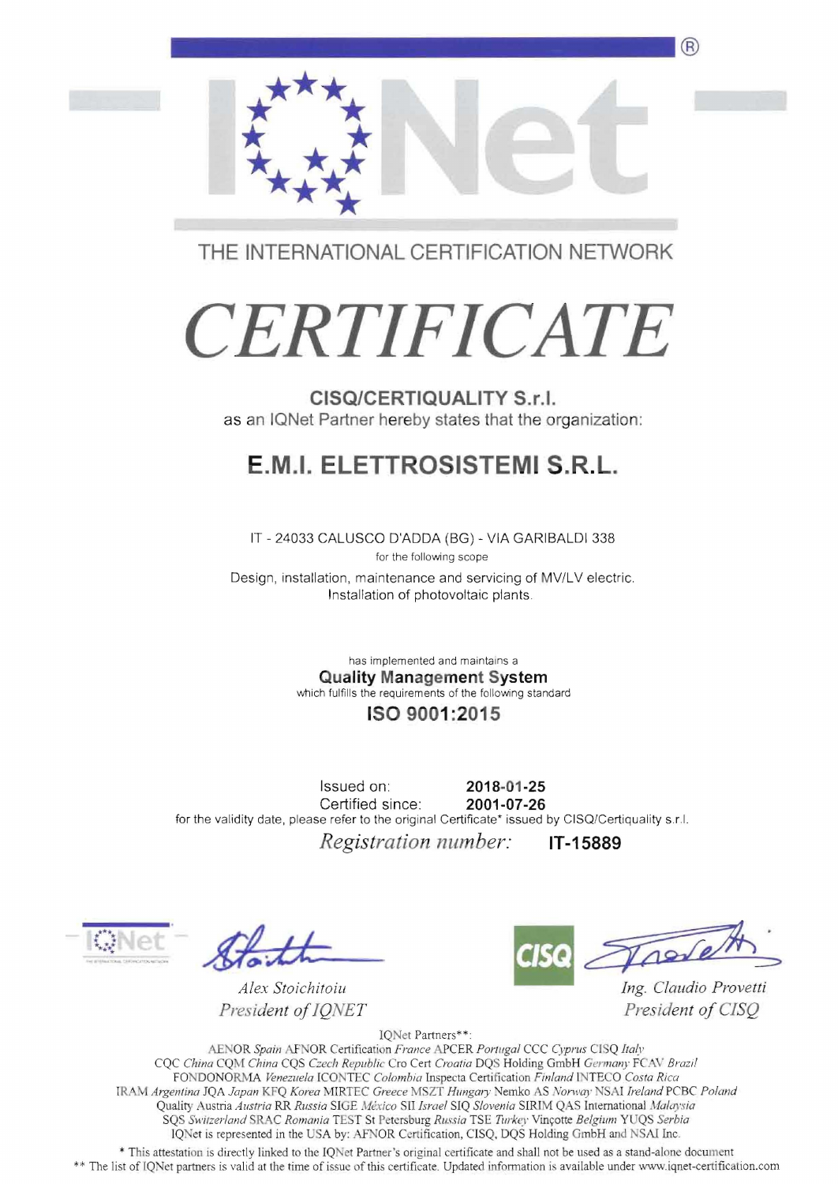®

# IQNet

THE INTERNATIONAL CERTIFICATION NETWORK

# *CERTIFICATE*

**CISQ/CERTIQUALITY S.r.l.**
as an IQNet Partner hereby states that the organization:

## E.M.I. ELETTROSISTEMI S.R.L.

IT - 24033 CALUSCO D'ADDA (BG) - VIA GARIBALDI 338

for the following scope

Design, installation, maintenance and servicing of MV/LV electric.
Installation of photovoltaic plants.

has implemented and maintains a

**Quality Management System**

which fulfills the requirements of the following standard

**ISO 9001:2015**

Issued on: **2018-01-25**
Certified since: **2001-07-26**

for the validity date, please refer to the original Certificate* issued by CISQ/Certiquality s.r.l.

*Registration number:* **IT-15889**

*Alex Stoichitoiu*
*President of IQNET*

*Ing. Claudio Provetti*
*President of CISQ*

IQNet Partners**:
AENOR *Spain* AFNOR Certification *France* APCER *Portugal* CCC *Cyprus* CISQ *Italy*
CQC *China* CQM *China* CQS *Czech Republic* Cro Cert *Croatia* DQS Holding GmbH *Germany* FCAV *Brazil*
FONDONORMA *Venezuela* ICONTEC *Colombia* Inspecta Certification *Finland* INTECO *Costa Rica*
IRAM *Argentina* JQA *Japan* KFQ *Korea* MIRTEC *Greece* MSZT *Hungary* Nemko AS *Norway* NSAI *Ireland* PCBC *Poland*
Quality Austria *Austria* RR *Russia* SIGE *México* SII *Israel* SIQ *Slovenia* SIRIM QAS International *Malaysia*
SQS *Switzerland* SRAC *Romania* TEST St Petersburg *Russia* TSE *Turkey* Vinçotte *Belgium* YUQS *Serbia*
IQNet is represented in the USA by: AFNOR Certification, CISQ, DQS Holding GmbH and NSAI Inc.

* This attestation is directly linked to the IQNet Partner's original certificate and shall not be used as a stand-alone document
** The list of IQNet partners is valid at the time of issue of this certificate. Updated information is available under www.iqnet-certification.com